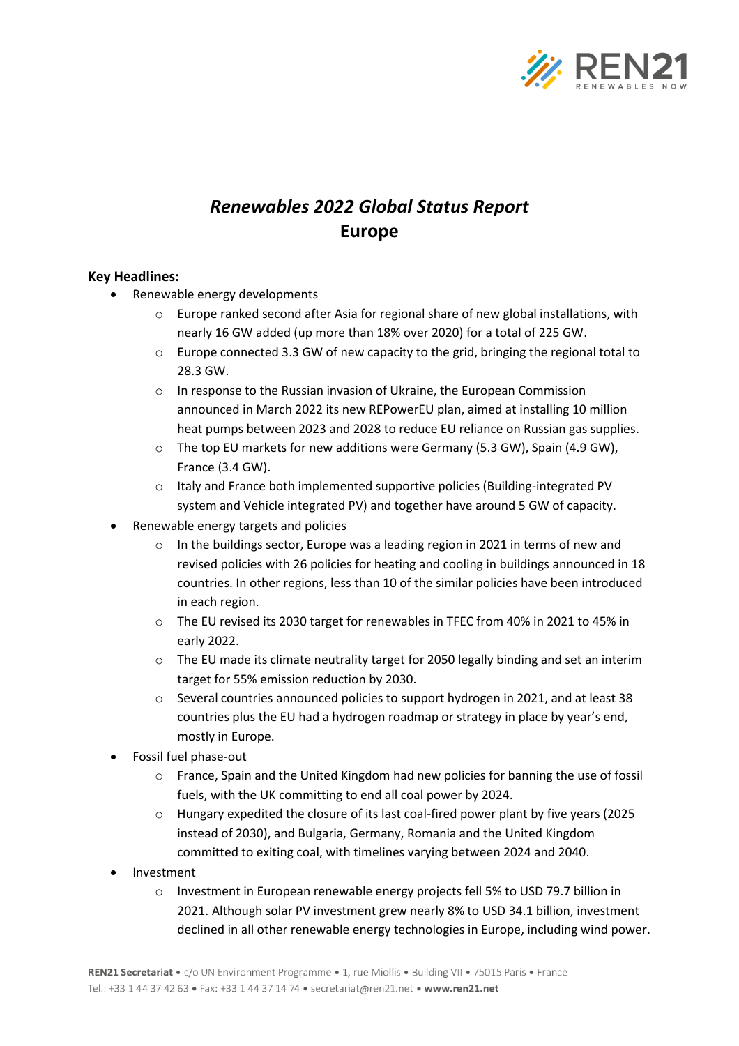# *Renewables 2022 Global Status Report*
# Europe

**Key Headlines:**

- Renewable energy developments
    - Europe ranked second after Asia for regional share of new global installations, with nearly 16 GW added (up more than 18% over 2020) for a total of 225 GW.
    - Europe connected 3.3 GW of new capacity to the grid, bringing the regional total to 28.3 GW.
    - In response to the Russian invasion of Ukraine, the European Commission announced in March 2022 its new REPowerEU plan, aimed at installing 10 million heat pumps between 2023 and 2028 to reduce EU reliance on Russian gas supplies.
    - The top EU markets for new additions were Germany (5.3 GW), Spain (4.9 GW), France (3.4 GW).
    - Italy and France both implemented supportive policies (Building-integrated PV system and Vehicle integrated PV) and together have around 5 GW of capacity.
- Renewable energy targets and policies
    - In the buildings sector, Europe was a leading region in 2021 in terms of new and revised policies with 26 policies for heating and cooling in buildings announced in 18 countries. In other regions, less than 10 of the similar policies have been introduced in each region.
    - The EU revised its 2030 target for renewables in TFEC from 40% in 2021 to 45% in early 2022.
    - The EU made its climate neutrality target for 2050 legally binding and set an interim target for 55% emission reduction by 2030.
    - Several countries announced policies to support hydrogen in 2021, and at least 38 countries plus the EU had a hydrogen roadmap or strategy in place by year's end, mostly in Europe.
- Fossil fuel phase-out
    - France, Spain and the United Kingdom had new policies for banning the use of fossil fuels, with the UK committing to end all coal power by 2024.
    - Hungary expedited the closure of its last coal-fired power plant by five years (2025 instead of 2030), and Bulgaria, Germany, Romania and the United Kingdom committed to exiting coal, with timelines varying between 2024 and 2040.
- Investment
    - Investment in European renewable energy projects fell 5% to USD 79.7 billion in 2021. Although solar PV investment grew nearly 8% to USD 34.1 billion, investment declined in all other renewable energy technologies in Europe, including wind power.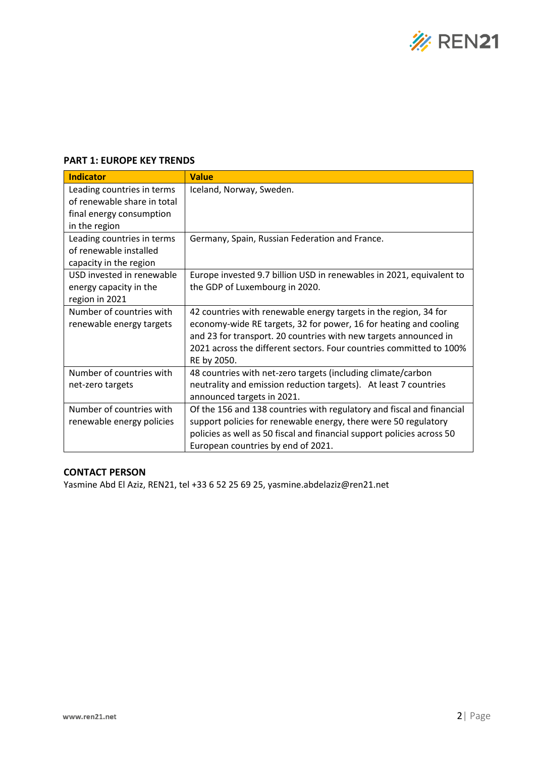**PART 1: EUROPE KEY TRENDS**

| Indicator | Value |
|---|---|
| Leading countries in terms of renewable share in total final energy consumption in the region | Iceland, Norway, Sweden. |
| Leading countries in terms of renewable installed capacity in the region | Germany, Spain, Russian Federation and France. |
| USD invested in renewable energy capacity in the region in 2021 | Europe invested 9.7 billion USD in renewables in 2021, equivalent to the GDP of Luxembourg in 2020. |
| Number of countries with renewable energy targets | 42 countries with renewable energy targets in the region, 34 for economy-wide RE targets, 32 for power, 16 for heating and cooling and 23 for transport. 20 countries with new targets announced in 2021 across the different sectors. Four countries committed to 100% RE by 2050. |
| Number of countries with net-zero targets | 48 countries with net-zero targets (including climate/carbon neutrality and emission reduction targets). At least 7 countries announced targets in 2021. |
| Number of countries with renewable energy policies | Of the 156 and 138 countries with regulatory and fiscal and financial support policies for renewable energy, there were 50 regulatory policies as well as 50 fiscal and financial support policies across 50 European countries by end of 2021. |

**CONTACT PERSON**

Yasmine Abd El Aziz, REN21, tel +33 6 52 25 69 25, yasmine.abdelaziz@ren21.net